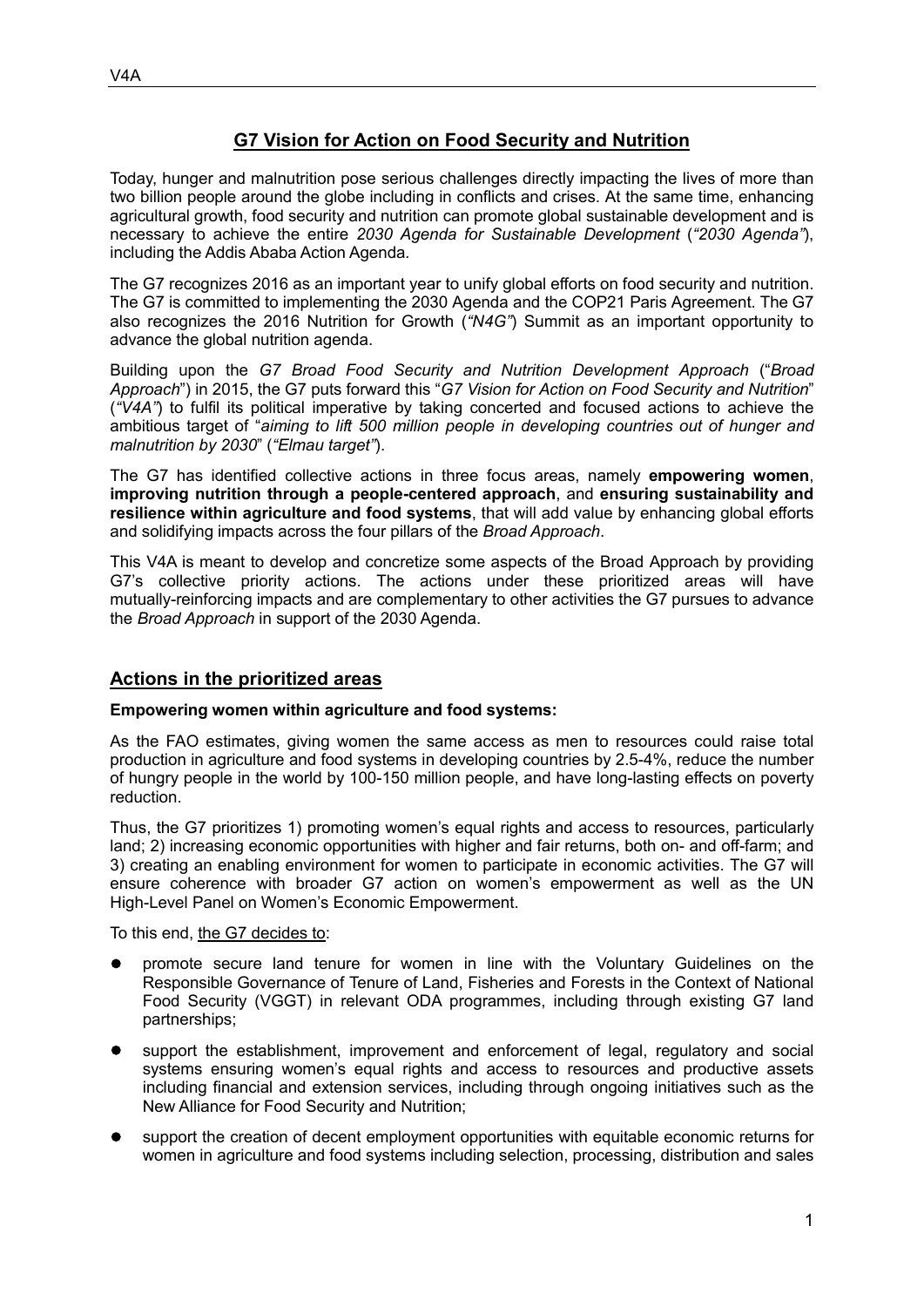# G7 Vision for Action on Food Security and Nutrition

Today, hunger and malnutrition pose serious challenges directly impacting the lives of more than two billion people around the globe including in conflicts and crises. At the same time, enhancing agricultural growth, food security and nutrition can promote global sustainable development and is necessary to achieve the entire *2030 Agenda for Sustainable Development* (*"2030 Agenda"*), including the Addis Ababa Action Agenda.

The G7 recognizes 2016 as an important year to unify global efforts on food security and nutrition. The G7 is committed to implementing the 2030 Agenda and the COP21 Paris Agreement. The G7 also recognizes the 2016 Nutrition for Growth (*"N4G"*) Summit as an important opportunity to advance the global nutrition agenda.

Building upon the *G7 Broad Food Security and Nutrition Development Approach* ("*Broad Approach*") in 2015, the G7 puts forward this "*G7 Vision for Action on Food Security and Nutrition*" (*"V4A"*) to fulfil its political imperative by taking concerted and focused actions to achieve the ambitious target of "*aiming to lift 500 million people in developing countries out of hunger and malnutrition by 2030*" (*"Elmau target"*).

The G7 has identified collective actions in three focus areas, namely **empowering women**, **improving nutrition through a people-centered approach**, and **ensuring sustainability and resilience within agriculture and food systems**, that will add value by enhancing global efforts and solidifying impacts across the four pillars of the *Broad Approach*.

This V4A is meant to develop and concretize some aspects of the Broad Approach by providing G7's collective priority actions. The actions under these prioritized areas will have mutually-reinforcing impacts and are complementary to other activities the G7 pursues to advance the *Broad Approach* in support of the 2030 Agenda.

## Actions in the prioritized areas

**Empowering women within agriculture and food systems:**

As the FAO estimates, giving women the same access as men to resources could raise total production in agriculture and food systems in developing countries by 2.5-4%, reduce the number of hungry people in the world by 100-150 million people, and have long-lasting effects on poverty reduction.

Thus, the G7 prioritizes 1) promoting women's equal rights and access to resources, particularly land; 2) increasing economic opportunities with higher and fair returns, both on- and off-farm; and 3) creating an enabling environment for women to participate in economic activities. The G7 will ensure coherence with broader G7 action on women's empowerment as well as the UN High-Level Panel on Women's Economic Empowerment.

To this end, the G7 decides to:

- promote secure land tenure for women in line with the Voluntary Guidelines on the Responsible Governance of Tenure of Land, Fisheries and Forests in the Context of National Food Security (VGGT) in relevant ODA programmes, including through existing G7 land partnerships;
- support the establishment, improvement and enforcement of legal, regulatory and social systems ensuring women's equal rights and access to resources and productive assets including financial and extension services, including through ongoing initiatives such as the New Alliance for Food Security and Nutrition;
- support the creation of decent employment opportunities with equitable economic returns for women in agriculture and food systems including selection, processing, distribution and sales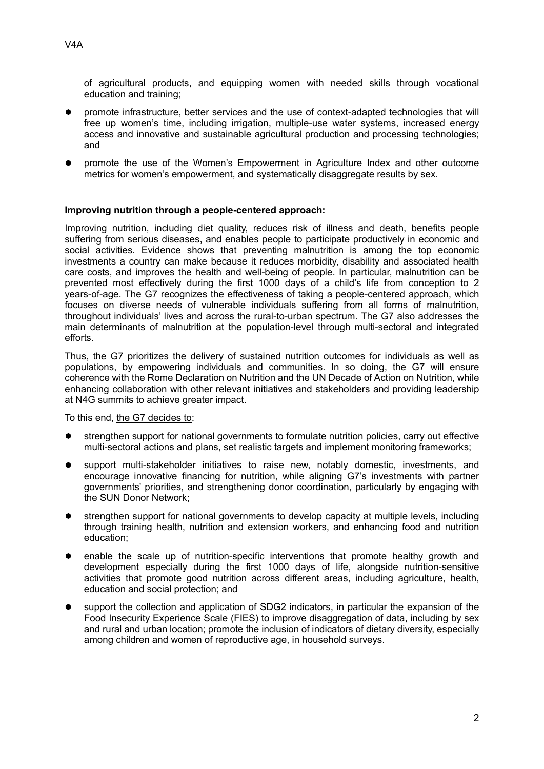of agricultural products, and equipping women with needed skills through vocational education and training;

- promote infrastructure, better services and the use of context-adapted technologies that will free up women's time, including irrigation, multiple-use water systems, increased energy access and innovative and sustainable agricultural production and processing technologies; and
- promote the use of the Women's Empowerment in Agriculture Index and other outcome metrics for women's empowerment, and systematically disaggregate results by sex.

**Improving nutrition through a people-centered approach:**

Improving nutrition, including diet quality, reduces risk of illness and death, benefits people suffering from serious diseases, and enables people to participate productively in economic and social activities. Evidence shows that preventing malnutrition is among the top economic investments a country can make because it reduces morbidity, disability and associated health care costs, and improves the health and well-being of people. In particular, malnutrition can be prevented most effectively during the first 1000 days of a child's life from conception to 2 years-of-age. The G7 recognizes the effectiveness of taking a people-centered approach, which focuses on diverse needs of vulnerable individuals suffering from all forms of malnutrition, throughout individuals' lives and across the rural-to-urban spectrum. The G7 also addresses the main determinants of malnutrition at the population-level through multi-sectoral and integrated efforts.

Thus, the G7 prioritizes the delivery of sustained nutrition outcomes for individuals as well as populations, by empowering individuals and communities. In so doing, the G7 will ensure coherence with the Rome Declaration on Nutrition and the UN Decade of Action on Nutrition, while enhancing collaboration with other relevant initiatives and stakeholders and providing leadership at N4G summits to achieve greater impact.

To this end, <u>the G7 decides to</u>:

- strengthen support for national governments to formulate nutrition policies, carry out effective multi-sectoral actions and plans, set realistic targets and implement monitoring frameworks;
- support multi-stakeholder initiatives to raise new, notably domestic, investments, and encourage innovative financing for nutrition, while aligning G7's investments with partner governments' priorities, and strengthening donor coordination, particularly by engaging with the SUN Donor Network;
- strengthen support for national governments to develop capacity at multiple levels, including through training health, nutrition and extension workers, and enhancing food and nutrition education;
- enable the scale up of nutrition-specific interventions that promote healthy growth and development especially during the first 1000 days of life, alongside nutrition-sensitive activities that promote good nutrition across different areas, including agriculture, health, education and social protection; and
- support the collection and application of SDG2 indicators, in particular the expansion of the Food Insecurity Experience Scale (FIES) to improve disaggregation of data, including by sex and rural and urban location; promote the inclusion of indicators of dietary diversity, especially among children and women of reproductive age, in household surveys.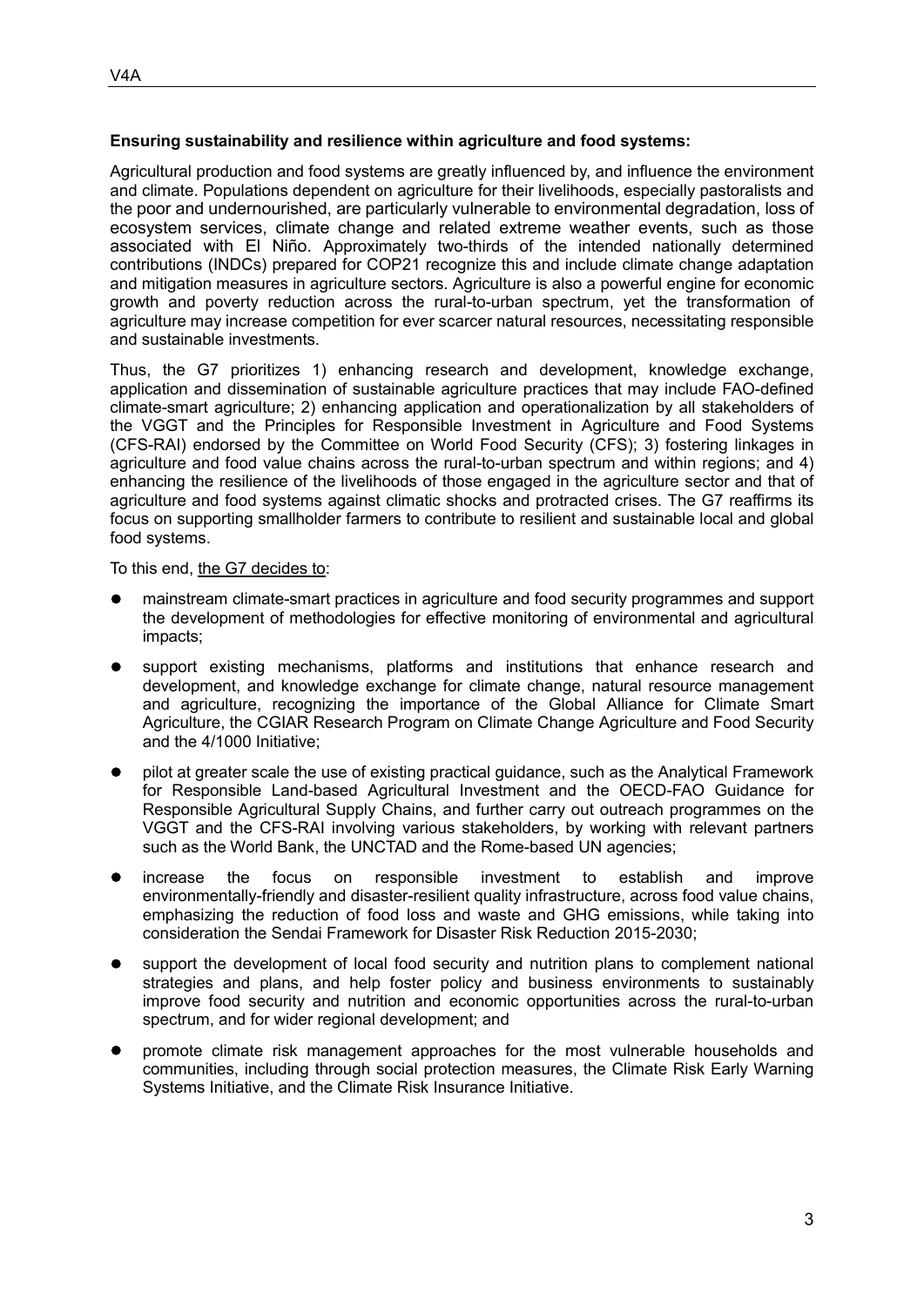**Ensuring sustainability and resilience within agriculture and food systems:**

Agricultural production and food systems are greatly influenced by, and influence the environment and climate. Populations dependent on agriculture for their livelihoods, especially pastoralists and the poor and undernourished, are particularly vulnerable to environmental degradation, loss of ecosystem services, climate change and related extreme weather events, such as those associated with El Niño. Approximately two-thirds of the intended nationally determined contributions (INDCs) prepared for COP21 recognize this and include climate change adaptation and mitigation measures in agriculture sectors. Agriculture is also a powerful engine for economic growth and poverty reduction across the rural-to-urban spectrum, yet the transformation of agriculture may increase competition for ever scarcer natural resources, necessitating responsible and sustainable investments.

Thus, the G7 prioritizes 1) enhancing research and development, knowledge exchange, application and dissemination of sustainable agriculture practices that may include FAO-defined climate-smart agriculture; 2) enhancing application and operationalization by all stakeholders of the VGGT and the Principles for Responsible Investment in Agriculture and Food Systems (CFS-RAI) endorsed by the Committee on World Food Security (CFS); 3) fostering linkages in agriculture and food value chains across the rural-to-urban spectrum and within regions; and 4) enhancing the resilience of the livelihoods of those engaged in the agriculture sector and that of agriculture and food systems against climatic shocks and protracted crises. The G7 reaffirms its focus on supporting smallholder farmers to contribute to resilient and sustainable local and global food systems.

To this end, the G7 decides to:

- mainstream climate-smart practices in agriculture and food security programmes and support the development of methodologies for effective monitoring of environmental and agricultural impacts;
- support existing mechanisms, platforms and institutions that enhance research and development, and knowledge exchange for climate change, natural resource management and agriculture, recognizing the importance of the Global Alliance for Climate Smart Agriculture, the CGIAR Research Program on Climate Change Agriculture and Food Security and the 4/1000 Initiative;
- pilot at greater scale the use of existing practical guidance, such as the Analytical Framework for Responsible Land-based Agricultural Investment and the OECD-FAO Guidance for Responsible Agricultural Supply Chains, and further carry out outreach programmes on the VGGT and the CFS-RAI involving various stakeholders, by working with relevant partners such as the World Bank, the UNCTAD and the Rome-based UN agencies;
- increase the focus on responsible investment to establish and improve environmentally-friendly and disaster-resilient quality infrastructure, across food value chains, emphasizing the reduction of food loss and waste and GHG emissions, while taking into consideration the Sendai Framework for Disaster Risk Reduction 2015-2030;
- support the development of local food security and nutrition plans to complement national strategies and plans, and help foster policy and business environments to sustainably improve food security and nutrition and economic opportunities across the rural-to-urban spectrum, and for wider regional development; and
- promote climate risk management approaches for the most vulnerable households and communities, including through social protection measures, the Climate Risk Early Warning Systems Initiative, and the Climate Risk Insurance Initiative.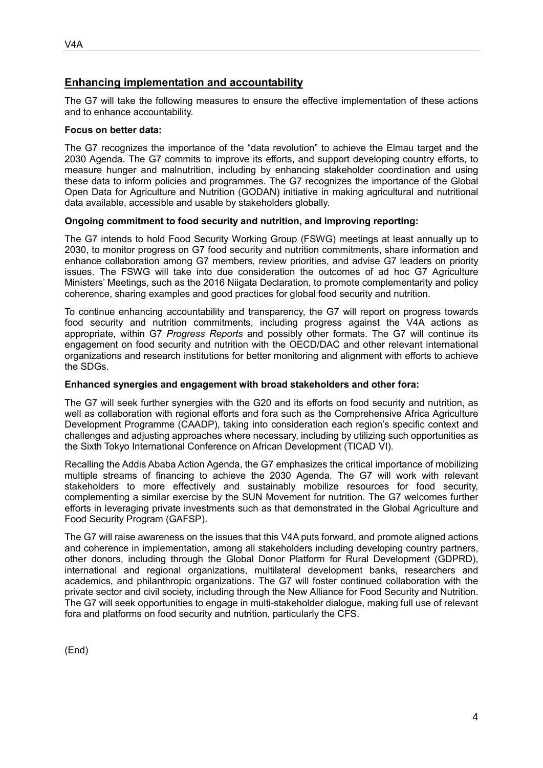## Enhancing implementation and accountability

The G7 will take the following measures to ensure the effective implementation of these actions and to enhance accountability.

**Focus on better data:**

The G7 recognizes the importance of the "data revolution" to achieve the Elmau target and the 2030 Agenda. The G7 commits to improve its efforts, and support developing country efforts, to measure hunger and malnutrition, including by enhancing stakeholder coordination and using these data to inform policies and programmes. The G7 recognizes the importance of the Global Open Data for Agriculture and Nutrition (GODAN) initiative in making agricultural and nutritional data available, accessible and usable by stakeholders globally.

**Ongoing commitment to food security and nutrition, and improving reporting:**

The G7 intends to hold Food Security Working Group (FSWG) meetings at least annually up to 2030, to monitor progress on G7 food security and nutrition commitments, share information and enhance collaboration among G7 members, review priorities, and advise G7 leaders on priority issues. The FSWG will take into due consideration the outcomes of ad hoc G7 Agriculture Ministers' Meetings, such as the 2016 Niigata Declaration, to promote complementarity and policy coherence, sharing examples and good practices for global food security and nutrition.

To continue enhancing accountability and transparency, the G7 will report on progress towards food security and nutrition commitments, including progress against the V4A actions as appropriate, within G7 *Progress Reports* and possibly other formats. The G7 will continue its engagement on food security and nutrition with the OECD/DAC and other relevant international organizations and research institutions for better monitoring and alignment with efforts to achieve the SDGs.

**Enhanced synergies and engagement with broad stakeholders and other fora:**

The G7 will seek further synergies with the G20 and its efforts on food security and nutrition, as well as collaboration with regional efforts and fora such as the Comprehensive Africa Agriculture Development Programme (CAADP), taking into consideration each region's specific context and challenges and adjusting approaches where necessary, including by utilizing such opportunities as the Sixth Tokyo International Conference on African Development (TICAD VI).

Recalling the Addis Ababa Action Agenda, the G7 emphasizes the critical importance of mobilizing multiple streams of financing to achieve the 2030 Agenda. The G7 will work with relevant stakeholders to more effectively and sustainably mobilize resources for food security, complementing a similar exercise by the SUN Movement for nutrition. The G7 welcomes further efforts in leveraging private investments such as that demonstrated in the Global Agriculture and Food Security Program (GAFSP).

The G7 will raise awareness on the issues that this V4A puts forward, and promote aligned actions and coherence in implementation, among all stakeholders including developing country partners, other donors, including through the Global Donor Platform for Rural Development (GDPRD), international and regional organizations, multilateral development banks, researchers and academics, and philanthropic organizations. The G7 will foster continued collaboration with the private sector and civil society, including through the New Alliance for Food Security and Nutrition. The G7 will seek opportunities to engage in multi-stakeholder dialogue, making full use of relevant fora and platforms on food security and nutrition, particularly the CFS.

(End)